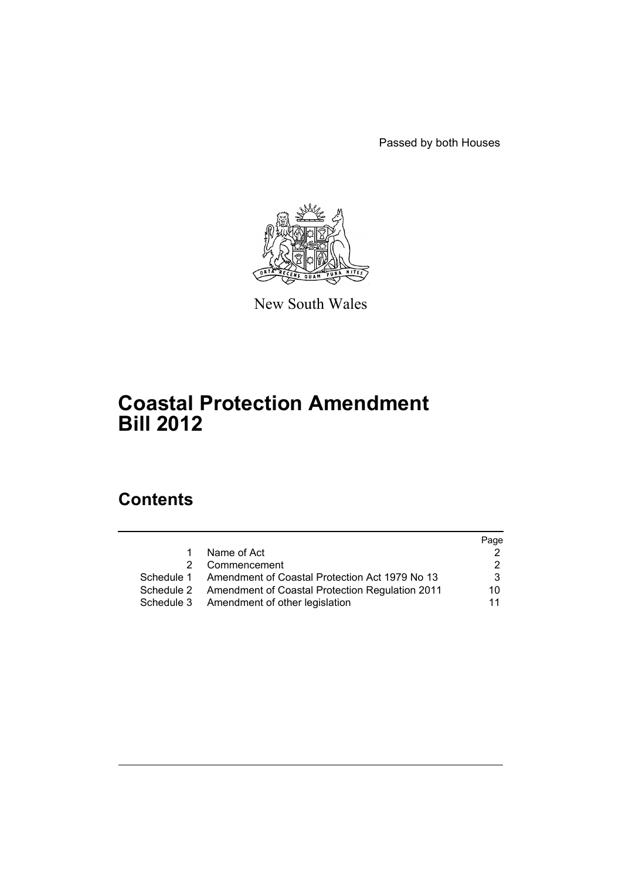Passed by both Houses

New South Wales

# Coastal Protection Amendment Bill 2012

## Contents

| | | Page |
|---|---|---|
| 1 | Name of Act | 2 |
| 2 | Commencement | 2 |
| Schedule 1 | Amendment of Coastal Protection Act 1979 No 13 | 3 |
| Schedule 2 | Amendment of Coastal Protection Regulation 2011 | 10 |
| Schedule 3 | Amendment of other legislation | 11 |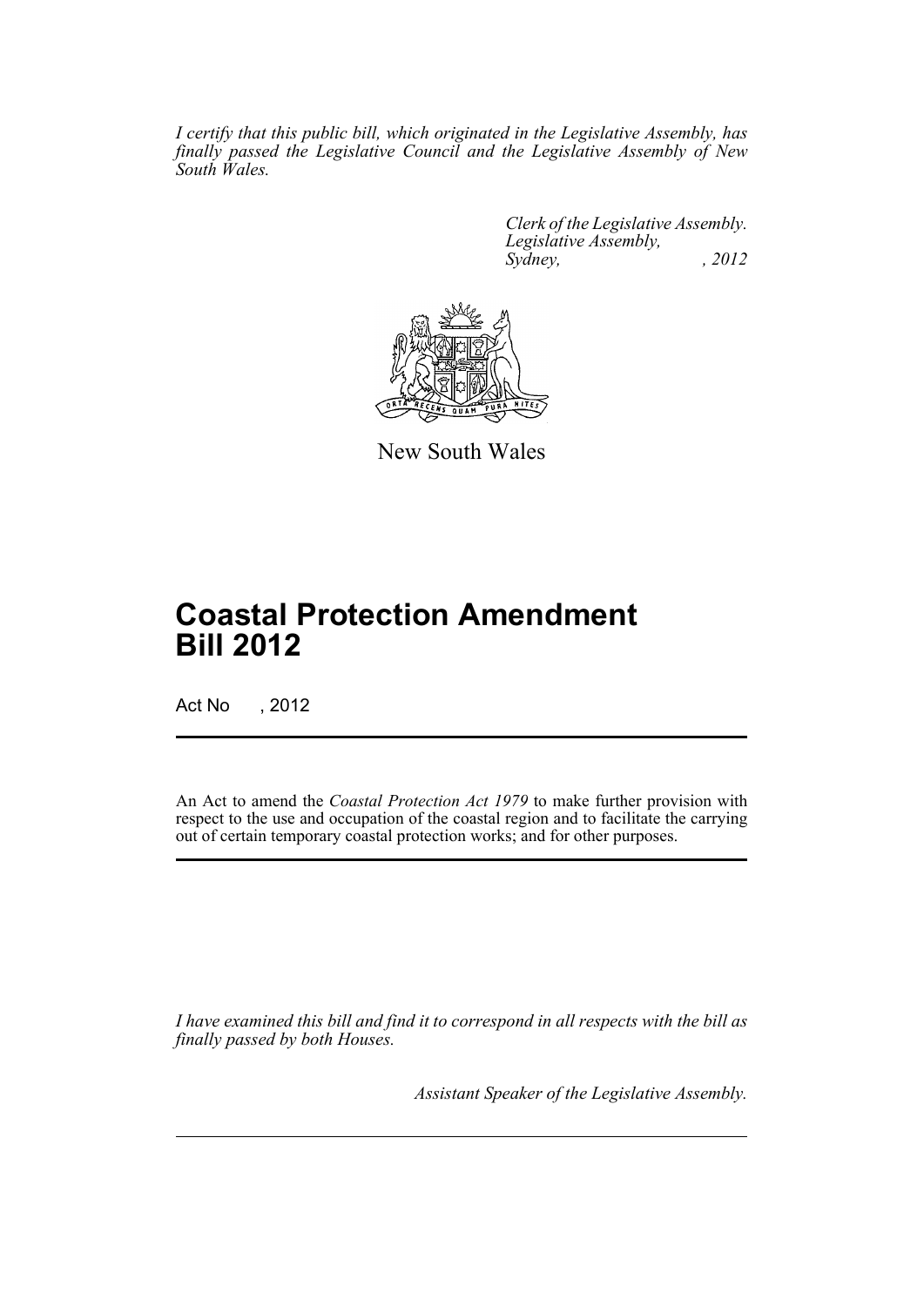*I certify that this public bill, which originated in the Legislative Assembly, has finally passed the Legislative Council and the Legislative Assembly of New South Wales.*

*Clerk of the Legislative Assembly.*
*Legislative Assembly,*
*Sydney, , 2012*

New South Wales

# Coastal Protection Amendment Bill 2012

Act No , 2012

An Act to amend the *Coastal Protection Act 1979* to make further provision with respect to the use and occupation of the coastal region and to facilitate the carrying out of certain temporary coastal protection works; and for other purposes.

*I have examined this bill and find it to correspond in all respects with the bill as finally passed by both Houses.*

*Assistant Speaker of the Legislative Assembly.*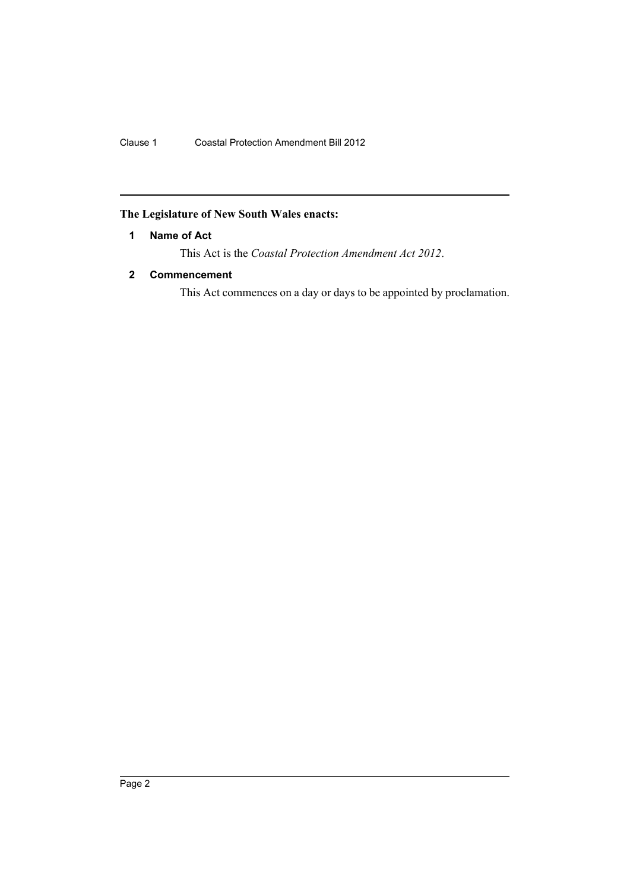**The Legislature of New South Wales enacts:**

## 1 Name of Act

This Act is the *Coastal Protection Amendment Act 2012*.

## 2 Commencement

This Act commences on a day or days to be appointed by proclamation.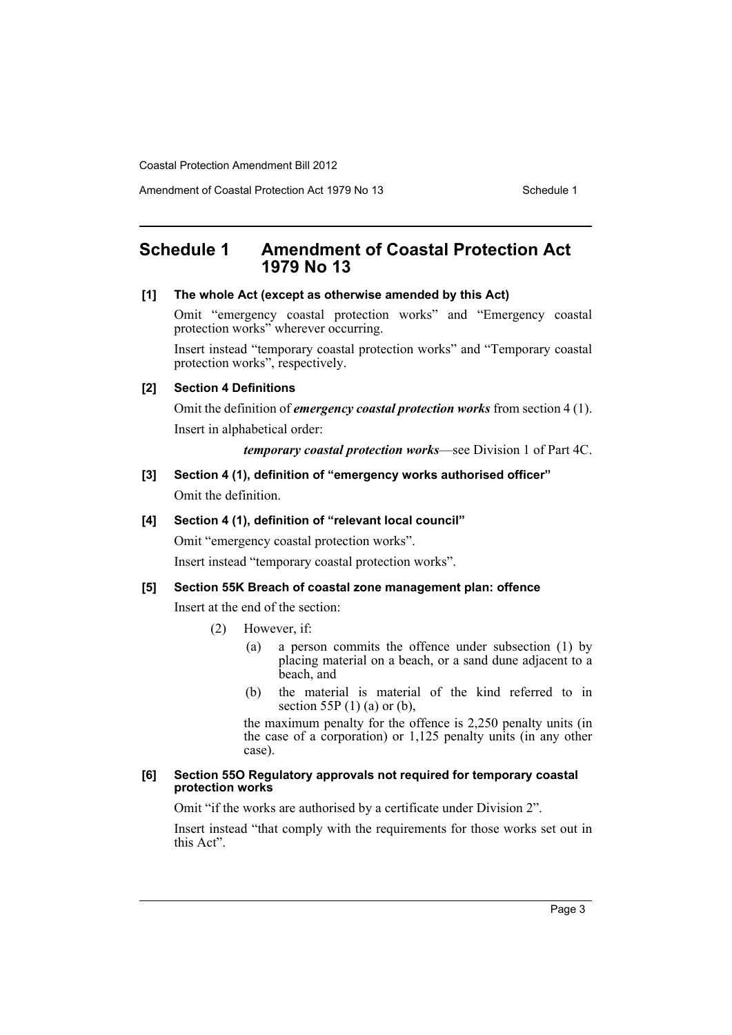## Schedule 1 Amendment of Coastal Protection Act 1979 No 13

**[1] The whole Act (except as otherwise amended by this Act)**

Omit "emergency coastal protection works" and "Emergency coastal protection works" wherever occurring.

Insert instead "temporary coastal protection works" and "Temporary coastal protection works", respectively.

**[2] Section 4 Definitions**

Omit the definition of ***emergency coastal protection works*** from section 4 (1).

Insert in alphabetical order:

> ***temporary coastal protection works***—see Division 1 of Part 4C.

**[3] Section 4 (1), definition of "emergency works authorised officer"**

Omit the definition.

**[4] Section 4 (1), definition of "relevant local council"**

Omit "emergency coastal protection works".

Insert instead "temporary coastal protection works".

**[5] Section 55K Breach of coastal zone management plan: offence**

Insert at the end of the section:

> (2) However, if:
>
> (a) a person commits the offence under subsection (1) by placing material on a beach, or a sand dune adjacent to a beach, and
>
> (b) the material is material of the kind referred to in section 55P (1) (a) or (b),
>
> the maximum penalty for the offence is 2,250 penalty units (in the case of a corporation) or 1,125 penalty units (in any other case).

**[6] Section 55O Regulatory approvals not required for temporary coastal protection works**

Omit "if the works are authorised by a certificate under Division 2".

Insert instead "that comply with the requirements for those works set out in this Act".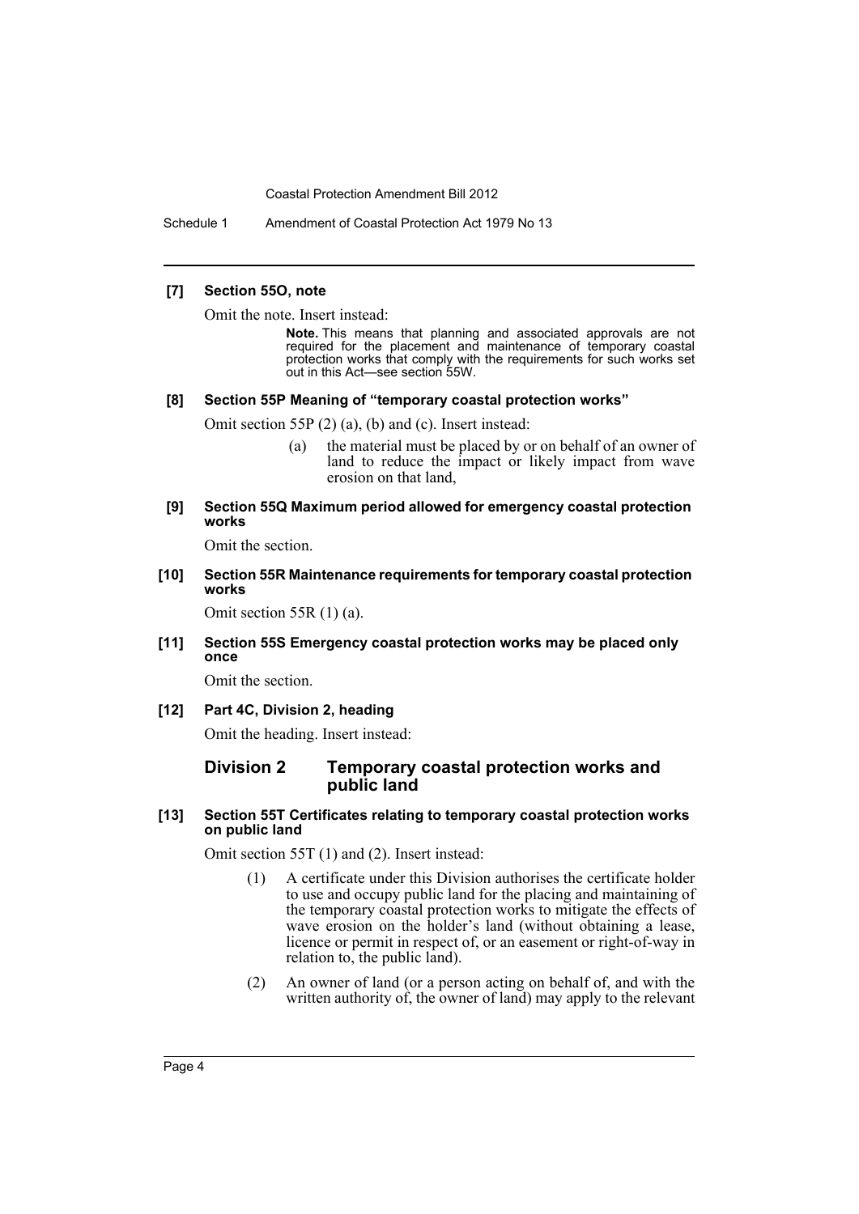**[7] Section 55O, note**

Omit the note. Insert instead:

> **Note.** This means that planning and associated approvals are not required for the placement and maintenance of temporary coastal protection works that comply with the requirements for such works set out in this Act—see section 55W.

**[8] Section 55P Meaning of "temporary coastal protection works"**

Omit section 55P (2) (a), (b) and (c). Insert instead:

> (a) the material must be placed by or on behalf of an owner of land to reduce the impact or likely impact from wave erosion on that land,

**[9] Section 55Q Maximum period allowed for emergency coastal protection works**

Omit the section.

**[10] Section 55R Maintenance requirements for temporary coastal protection works**

Omit section 55R (1) (a).

**[11] Section 55S Emergency coastal protection works may be placed only once**

Omit the section.

**[12] Part 4C, Division 2, heading**

Omit the heading. Insert instead:

## Division 2 Temporary coastal protection works and public land

**[13] Section 55T Certificates relating to temporary coastal protection works on public land**

Omit section 55T (1) and (2). Insert instead:

> (1) A certificate under this Division authorises the certificate holder to use and occupy public land for the placing and maintaining of the temporary coastal protection works to mitigate the effects of wave erosion on the holder's land (without obtaining a lease, licence or permit in respect of, or an easement or right-of-way in relation to, the public land).
>
> (2) An owner of land (or a person acting on behalf of, and with the written authority of, the owner of land) may apply to the relevant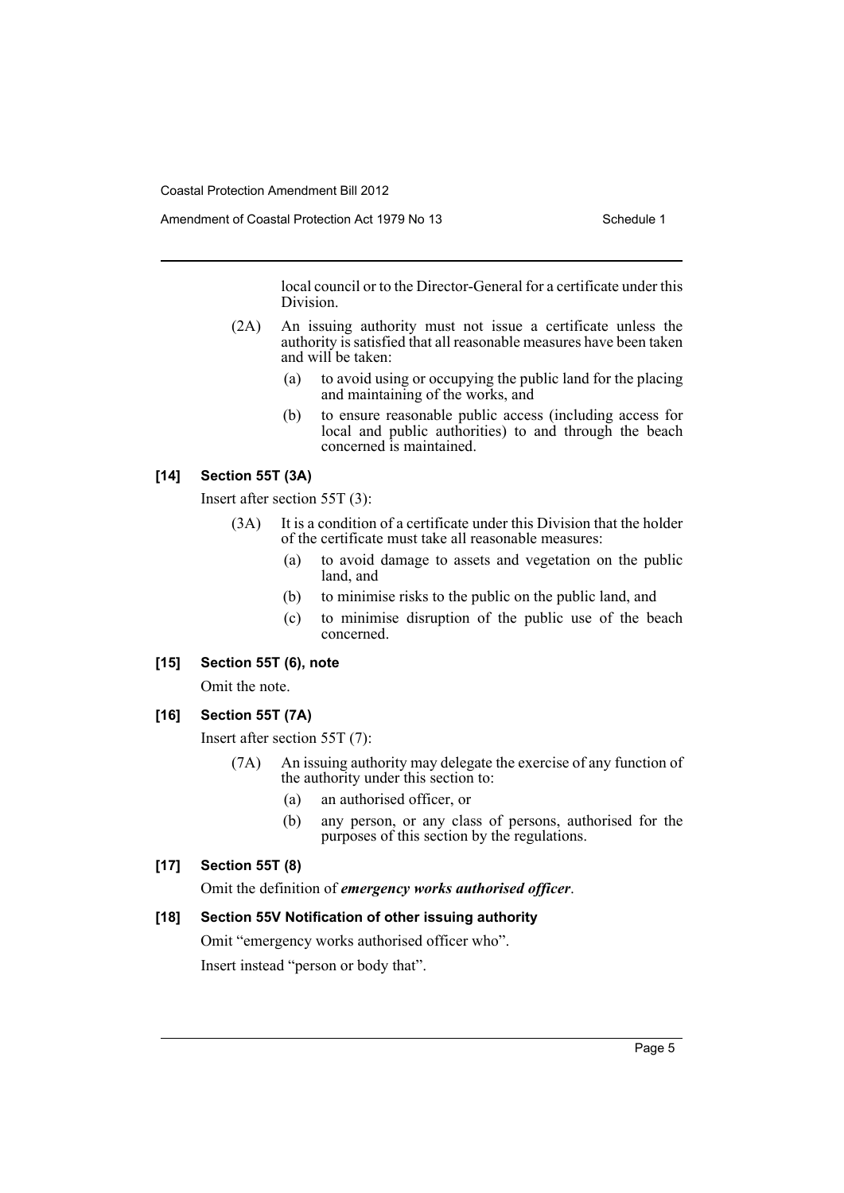local council or to the Director-General for a certificate under this Division.

(2A) An issuing authority must not issue a certificate unless the authority is satisfied that all reasonable measures have been taken and will be taken:

(a) to avoid using or occupying the public land for the placing and maintaining of the works, and

(b) to ensure reasonable public access (including access for local and public authorities) to and through the beach concerned is maintained.

### [14] Section 55T (3A)

Insert after section 55T (3):

(3A) It is a condition of a certificate under this Division that the holder of the certificate must take all reasonable measures:

(a) to avoid damage to assets and vegetation on the public land, and

(b) to minimise risks to the public on the public land, and

(c) to minimise disruption of the public use of the beach concerned.

### [15] Section 55T (6), note

Omit the note.

### [16] Section 55T (7A)

Insert after section 55T (7):

(7A) An issuing authority may delegate the exercise of any function of the authority under this section to:

(a) an authorised officer, or

(b) any person, or any class of persons, authorised for the purposes of this section by the regulations.

### [17] Section 55T (8)

Omit the definition of ***emergency works authorised officer***.

### [18] Section 55V Notification of other issuing authority

Omit "emergency works authorised officer who".

Insert instead "person or body that".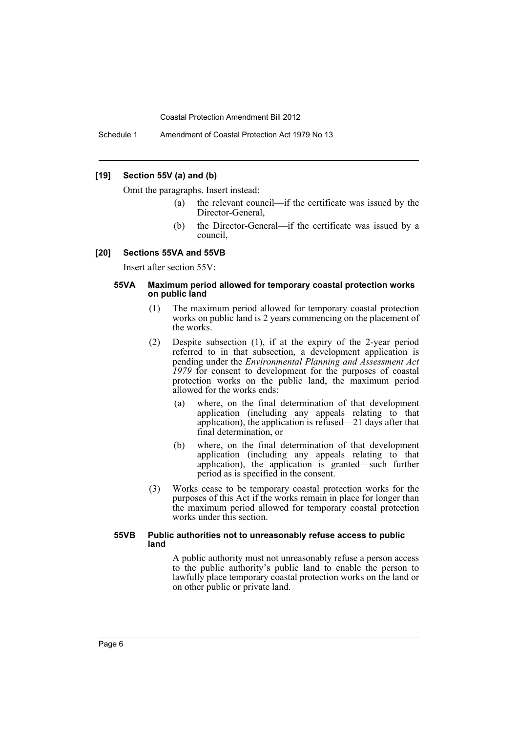### [19] Section 55V (a) and (b)

Omit the paragraphs. Insert instead:

- (a) the relevant council—if the certificate was issued by the Director-General,
- (b) the Director-General—if the certificate was issued by a council,

### [20] Sections 55VA and 55VB

Insert after section 55V:

#### 55VA Maximum period allowed for temporary coastal protection works on public land

(1) The maximum period allowed for temporary coastal protection works on public land is 2 years commencing on the placement of the works.

(2) Despite subsection (1), if at the expiry of the 2-year period referred to in that subsection, a development application is pending under the *Environmental Planning and Assessment Act 1979* for consent to development for the purposes of coastal protection works on the public land, the maximum period allowed for the works ends:

- (a) where, on the final determination of that development application (including any appeals relating to that application), the application is refused—21 days after that final determination, or
- (b) where, on the final determination of that development application (including any appeals relating to that application), the application is granted—such further period as is specified in the consent.

(3) Works cease to be temporary coastal protection works for the purposes of this Act if the works remain in place for longer than the maximum period allowed for temporary coastal protection works under this section.

#### 55VB Public authorities not to unreasonably refuse access to public land

A public authority must not unreasonably refuse a person access to the public authority's public land to enable the person to lawfully place temporary coastal protection works on the land or on other public or private land.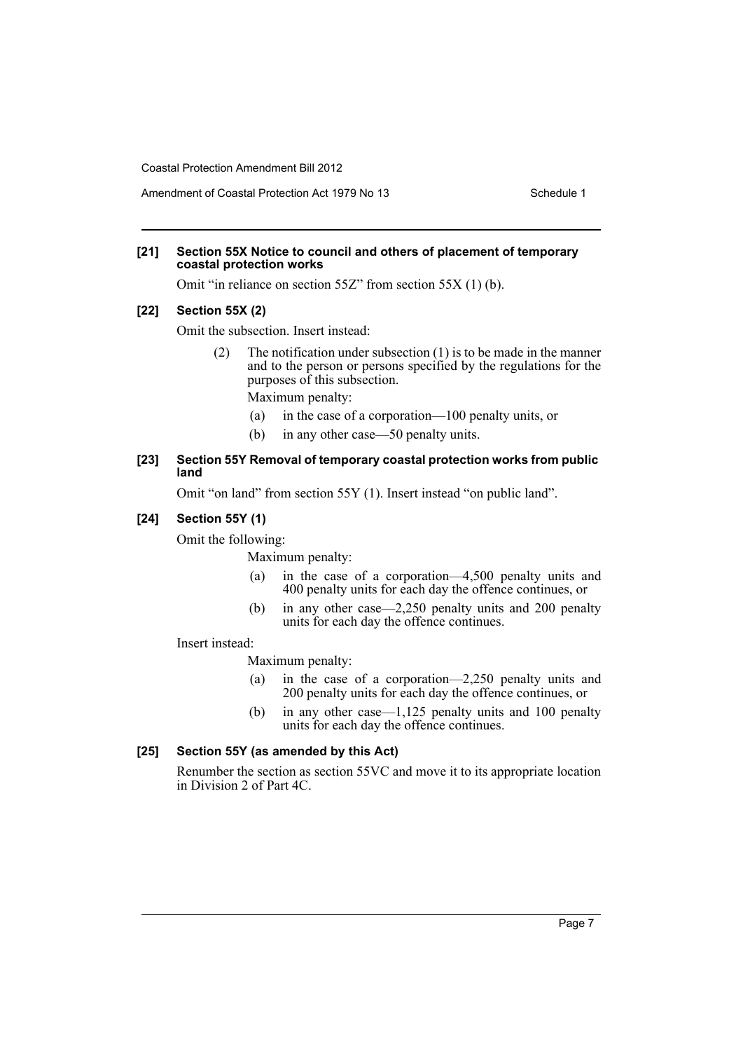**[21] Section 55X Notice to council and others of placement of temporary coastal protection works**

Omit "in reliance on section 55Z" from section 55X (1) (b).

**[22] Section 55X (2)**

Omit the subsection. Insert instead:

> (2) The notification under subsection (1) is to be made in the manner and to the person or persons specified by the regulations for the purposes of this subsection.
>
> Maximum penalty:
>
> (a) in the case of a corporation—100 penalty units, or
>
> (b) in any other case—50 penalty units.

**[23] Section 55Y Removal of temporary coastal protection works from public land**

Omit "on land" from section 55Y (1). Insert instead "on public land".

**[24] Section 55Y (1)**

Omit the following:

> Maximum penalty:
>
> (a) in the case of a corporation—4,500 penalty units and 400 penalty units for each day the offence continues, or
>
> (b) in any other case—2,250 penalty units and 200 penalty units for each day the offence continues.

Insert instead:

> Maximum penalty:
>
> (a) in the case of a corporation—2,250 penalty units and 200 penalty units for each day the offence continues, or
>
> (b) in any other case—1,125 penalty units and 100 penalty units for each day the offence continues.

**[25] Section 55Y (as amended by this Act)**

Renumber the section as section 55VC and move it to its appropriate location in Division 2 of Part 4C.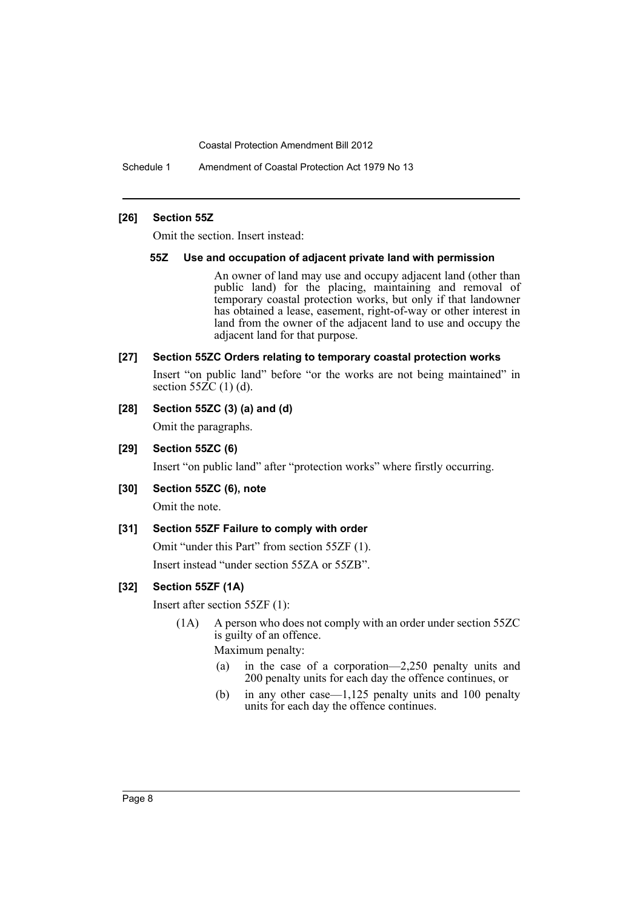**[26] Section 55Z**

Omit the section. Insert instead:

**55Z Use and occupation of adjacent private land with permission**

An owner of land may use and occupy adjacent land (other than public land) for the placing, maintaining and removal of temporary coastal protection works, but only if that landowner has obtained a lease, easement, right-of-way or other interest in land from the owner of the adjacent land to use and occupy the adjacent land for that purpose.

**[27] Section 55ZC Orders relating to temporary coastal protection works**

Insert "on public land" before "or the works are not being maintained" in section 55ZC (1) (d).

**[28] Section 55ZC (3) (a) and (d)**

Omit the paragraphs.

**[29] Section 55ZC (6)**

Insert "on public land" after "protection works" where firstly occurring.

**[30] Section 55ZC (6), note**

Omit the note.

**[31] Section 55ZF Failure to comply with order**

Omit "under this Part" from section 55ZF (1).

Insert instead "under section 55ZA or 55ZB".

**[32] Section 55ZF (1A)**

Insert after section 55ZF (1):

(1A) A person who does not comply with an order under section 55ZC is guilty of an offence.

Maximum penalty:

(a) in the case of a corporation—2,250 penalty units and 200 penalty units for each day the offence continues, or

(b) in any other case—1,125 penalty units and 100 penalty units for each day the offence continues.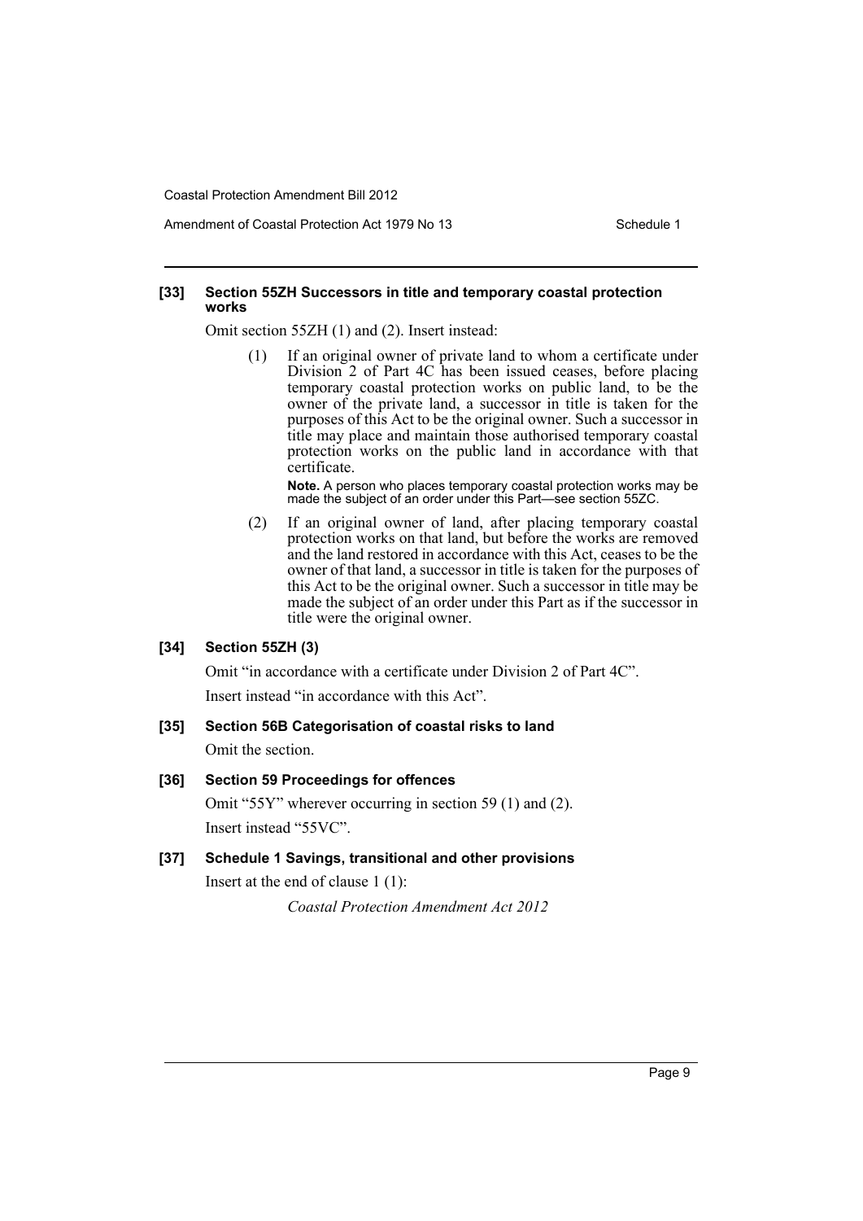**[33] Section 55ZH Successors in title and temporary coastal protection works**

Omit section 55ZH (1) and (2). Insert instead:

(1) If an original owner of private land to whom a certificate under Division 2 of Part 4C has been issued ceases, before placing temporary coastal protection works on public land, to be the owner of the private land, a successor in title is taken for the purposes of this Act to be the original owner. Such a successor in title may place and maintain those authorised temporary coastal protection works on the public land in accordance with that certificate.

**Note.** A person who places temporary coastal protection works may be made the subject of an order under this Part—see section 55ZC.

(2) If an original owner of land, after placing temporary coastal protection works on that land, but before the works are removed and the land restored in accordance with this Act, ceases to be the owner of that land, a successor in title is taken for the purposes of this Act to be the original owner. Such a successor in title may be made the subject of an order under this Part as if the successor in title were the original owner.

**[34] Section 55ZH (3)**

Omit "in accordance with a certificate under Division 2 of Part 4C".

Insert instead "in accordance with this Act".

**[35] Section 56B Categorisation of coastal risks to land**

Omit the section.

**[36] Section 59 Proceedings for offences**

Omit "55Y" wherever occurring in section 59 (1) and (2).

Insert instead "55VC".

**[37] Schedule 1 Savings, transitional and other provisions**

Insert at the end of clause 1 (1):

*Coastal Protection Amendment Act 2012*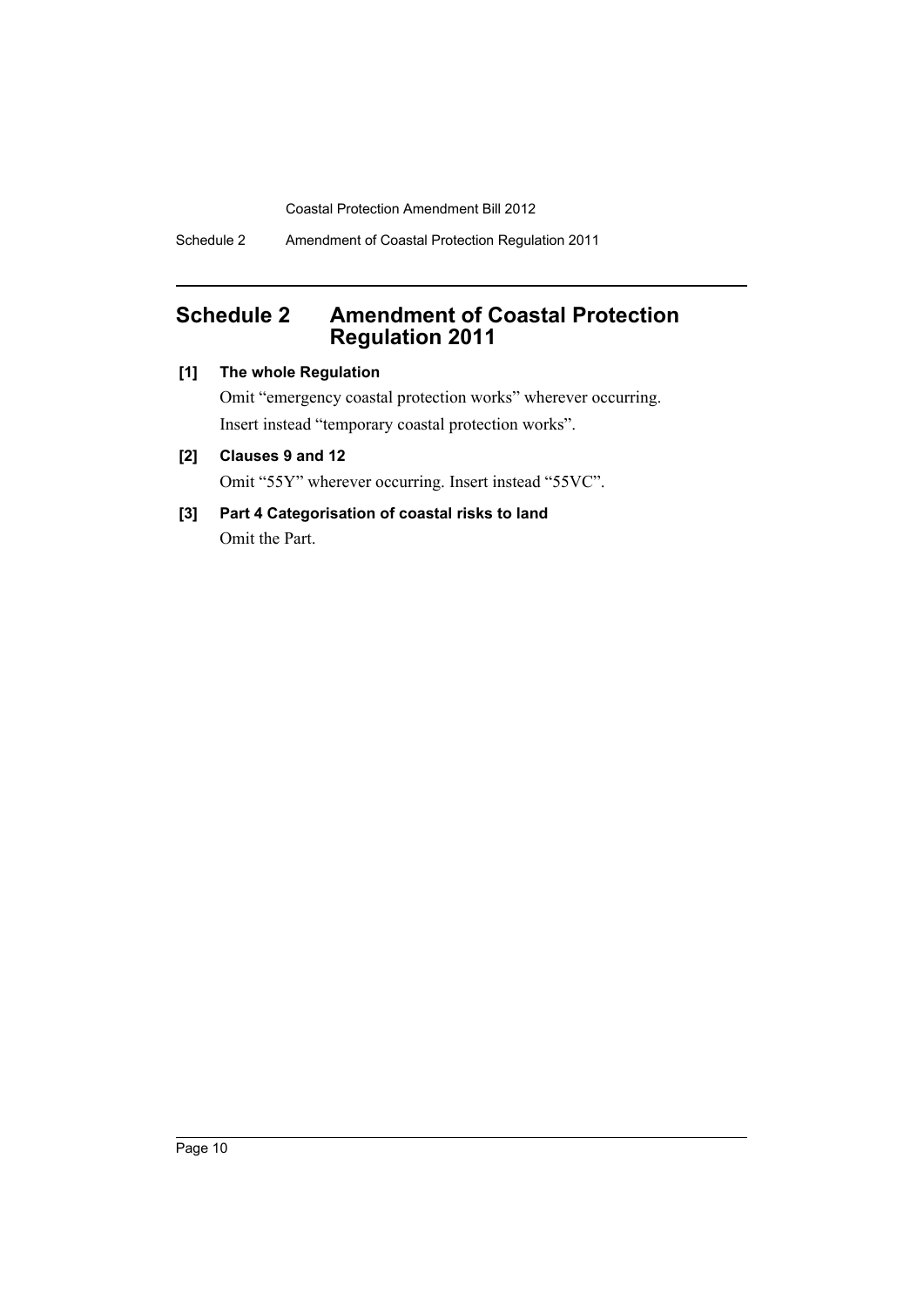# Schedule 2 Amendment of Coastal Protection Regulation 2011

**[1] The whole Regulation**

Omit "emergency coastal protection works" wherever occurring.

Insert instead "temporary coastal protection works".

**[2] Clauses 9 and 12**

Omit "55Y" wherever occurring. Insert instead "55VC".

**[3] Part 4 Categorisation of coastal risks to land**

Omit the Part.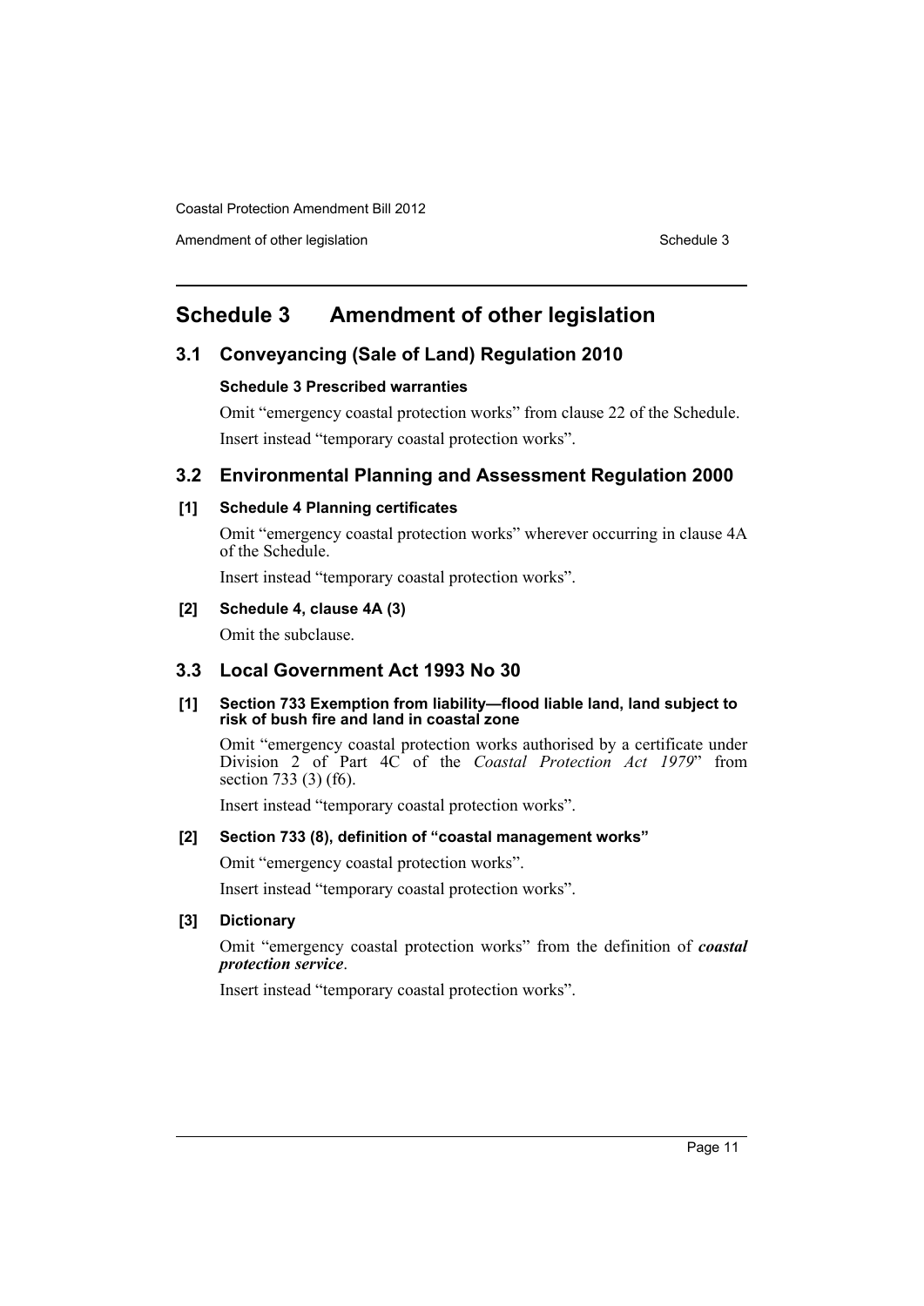# Schedule 3 Amendment of other legislation

## 3.1 Conveyancing (Sale of Land) Regulation 2010

### Schedule 3 Prescribed warranties

Omit "emergency coastal protection works" from clause 22 of the Schedule.

Insert instead "temporary coastal protection works".

## 3.2 Environmental Planning and Assessment Regulation 2000

### [1] Schedule 4 Planning certificates

Omit "emergency coastal protection works" wherever occurring in clause 4A of the Schedule.

Insert instead "temporary coastal protection works".

### [2] Schedule 4, clause 4A (3)

Omit the subclause.

## 3.3 Local Government Act 1993 No 30

### [1] Section 733 Exemption from liability—flood liable land, land subject to risk of bush fire and land in coastal zone

Omit "emergency coastal protection works authorised by a certificate under Division 2 of Part 4C of the *Coastal Protection Act 1979*" from section 733 (3) (f6).

Insert instead "temporary coastal protection works".

### [2] Section 733 (8), definition of "coastal management works"

Omit "emergency coastal protection works".

Insert instead "temporary coastal protection works".

### [3] Dictionary

Omit "emergency coastal protection works" from the definition of ***coastal protection service***.

Insert instead "temporary coastal protection works".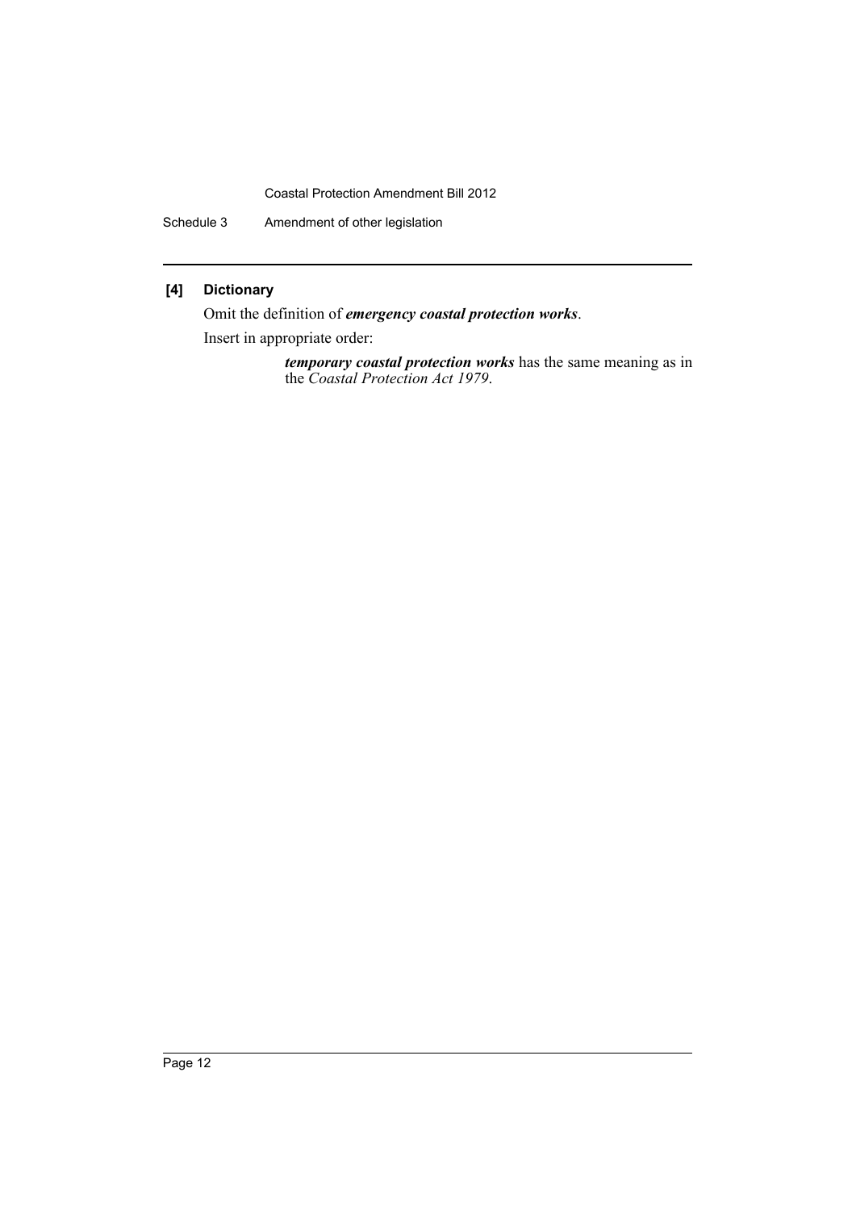### [4] Dictionary

Omit the definition of ***emergency coastal protection works***.

Insert in appropriate order:

> ***temporary coastal protection works*** has the same meaning as in the *Coastal Protection Act 1979*.